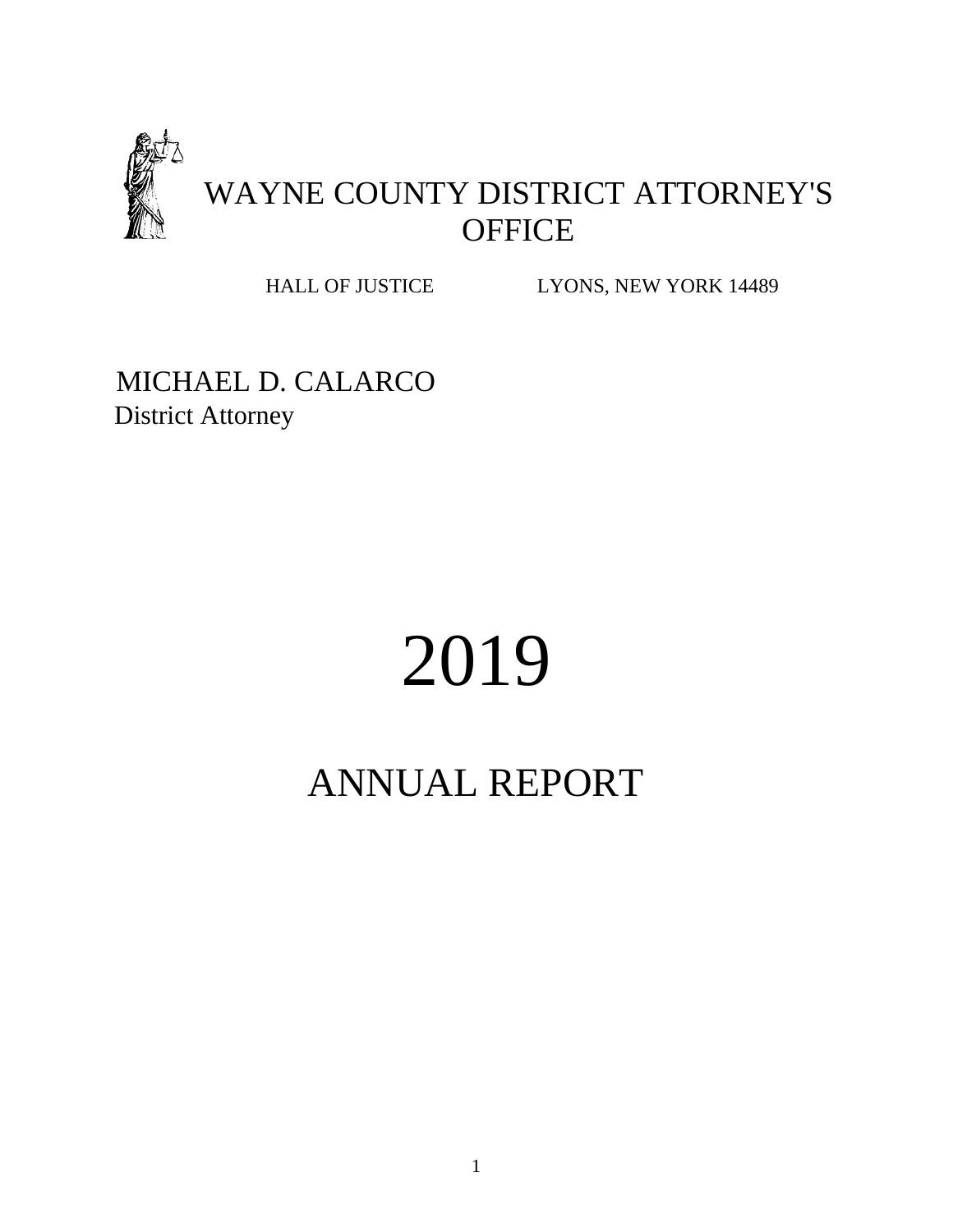# WAYNE COUNTY DISTRICT ATTORNEY'S OFFICE

HALL OF JUSTICE LYONS, NEW YORK 14489

MICHAEL D. CALARCO
District Attorney

# 2019

# ANNUAL REPORT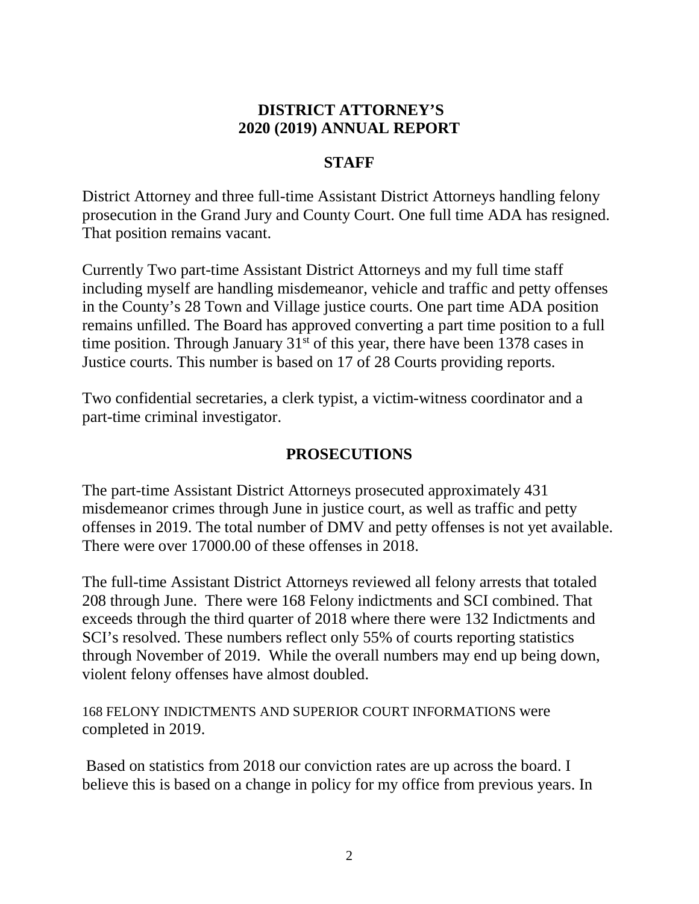# DISTRICT ATTORNEY'S 2020 (2019) ANNUAL REPORT

## STAFF

District Attorney and three full-time Assistant District Attorneys handling felony prosecution in the Grand Jury and County Court. One full time ADA has resigned. That position remains vacant.

Currently Two part-time Assistant District Attorneys and my full time staff including myself are handling misdemeanor, vehicle and traffic and petty offenses in the County's 28 Town and Village justice courts. One part time ADA position remains unfilled. The Board has approved converting a part time position to a full time position. Through January 31st of this year, there have been 1378 cases in Justice courts. This number is based on 17 of 28 Courts providing reports.

Two confidential secretaries, a clerk typist, a victim-witness coordinator and a part-time criminal investigator.

## PROSECUTIONS

The part-time Assistant District Attorneys prosecuted approximately 431 misdemeanor crimes through June in justice court, as well as traffic and petty offenses in 2019. The total number of DMV and petty offenses is not yet available. There were over 17000.00 of these offenses in 2018.

The full-time Assistant District Attorneys reviewed all felony arrests that totaled 208 through June. There were 168 Felony indictments and SCI combined. That exceeds through the third quarter of 2018 where there were 132 Indictments and SCI's resolved. These numbers reflect only 55% of courts reporting statistics through November of 2019. While the overall numbers may end up being down, violent felony offenses have almost doubled.

168 FELONY INDICTMENTS AND SUPERIOR COURT INFORMATIONS were completed in 2019.

Based on statistics from 2018 our conviction rates are up across the board. I believe this is based on a change in policy for my office from previous years. In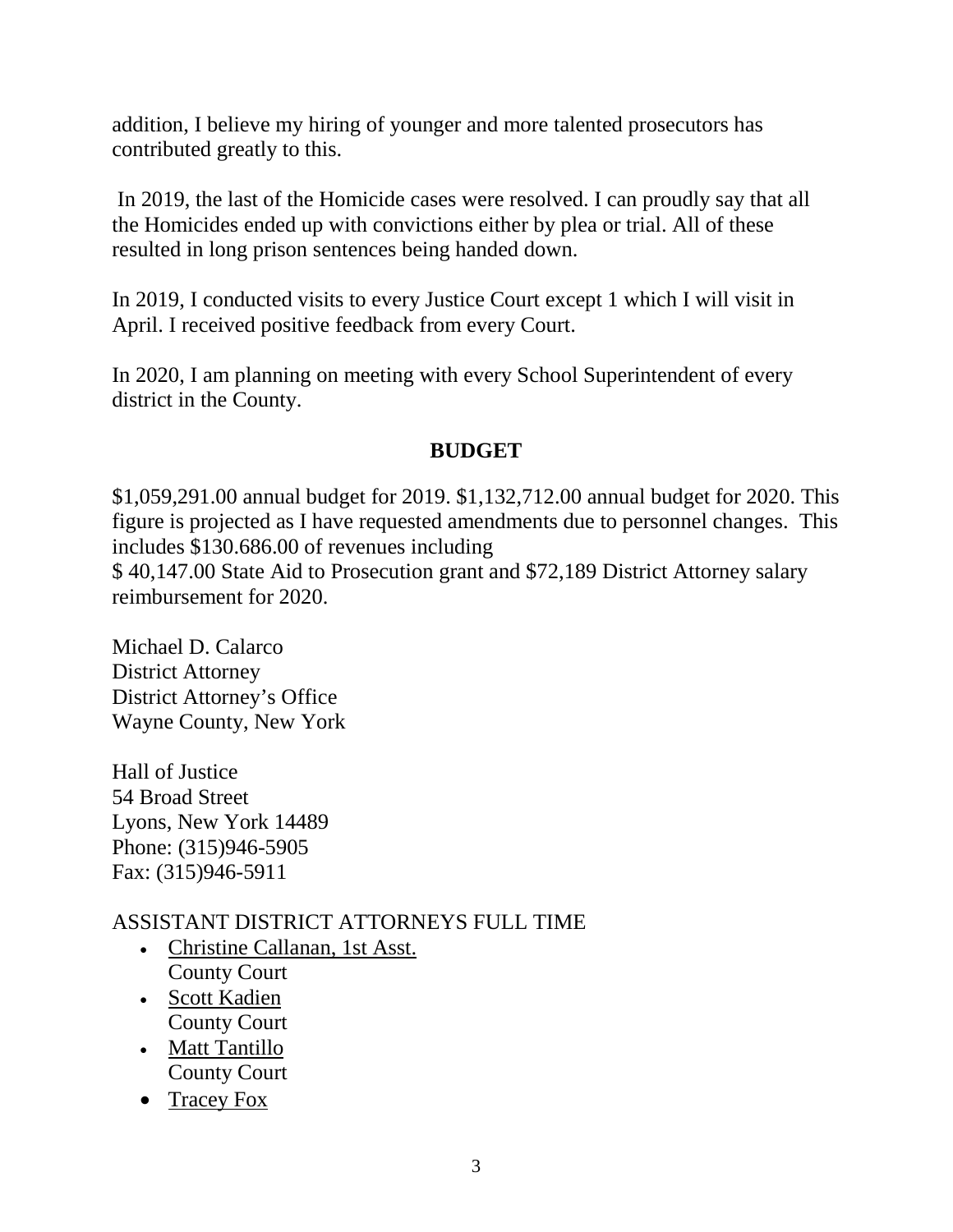addition, I believe my hiring of younger and more talented prosecutors has contributed greatly to this.

In 2019, the last of the Homicide cases were resolved. I can proudly say that all the Homicides ended up with convictions either by plea or trial. All of these resulted in long prison sentences being handed down.

In 2019, I conducted visits to every Justice Court except 1 which I will visit in April. I received positive feedback from every Court.

In 2020, I am planning on meeting with every School Superintendent of every district in the County.

## BUDGET

$1,059,291.00 annual budget for 2019. $1,132,712.00 annual budget for 2020. This figure is projected as I have requested amendments due to personnel changes. This includes $130.686.00 of revenues including
$ 40,147.00 State Aid to Prosecution grant and $72,189 District Attorney salary reimbursement for 2020.

Michael D. Calarco
District Attorney
District Attorney's Office
Wayne County, New York

Hall of Justice
54 Broad Street
Lyons, New York 14489
Phone: (315)946-5905
Fax: (315)946-5911

ASSISTANT DISTRICT ATTORNEYS FULL TIME

- Christine Callanan, 1st Asst.
  County Court
- Scott Kadien
  County Court
- Matt Tantillo
  County Court
- Tracey Fox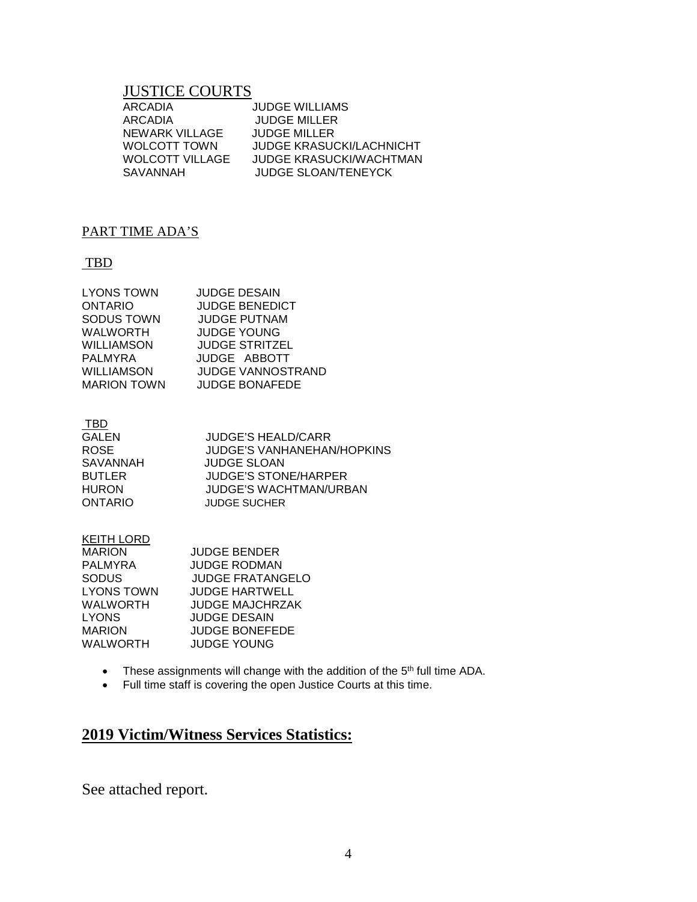## JUSTICE COURTS

| | |
|---|---|
| ARCADIA | JUDGE WILLIAMS |
| ARCADIA | JUDGE MILLER |
| NEWARK VILLAGE | JUDGE MILLER |
| WOLCOTT TOWN | JUDGE KRASUCKI/LACHNICHT |
| WOLCOTT VILLAGE | JUDGE KRASUCKI/WACHTMAN |
| SAVANNAH | JUDGE SLOAN/TENEYCK |

### PART TIME ADA'S

#### TBD

| | |
|---|---|
| LYONS TOWN | JUDGE DESAIN |
| ONTARIO | JUDGE BENEDICT |
| SODUS TOWN | JUDGE PUTNAM |
| WALWORTH | JUDGE YOUNG |
| WILLIAMSON | JUDGE STRITZEL |
| PALMYRA | JUDGE ABBOTT |
| WILLIAMSON | JUDGE VANNOSTRAND |
| MARION TOWN | JUDGE BONAFEDE |

#### TBD

| | |
|---|---|
| GALEN | JUDGE'S HEALD/CARR |
| ROSE | JUDGE'S VANHANEHAN/HOPKINS |
| SAVANNAH | JUDGE SLOAN |
| BUTLER | JUDGE'S STONE/HARPER |
| HURON | JUDGE'S WACHTMAN/URBAN |
| ONTARIO | JUDGE SUCHER |

#### KEITH LORD

| | |
|---|---|
| MARION | JUDGE BENDER |
| PALMYRA | JUDGE RODMAN |
| SODUS | JUDGE FRATANGELO |
| LYONS TOWN | JUDGE HARTWELL |
| WALWORTH | JUDGE MAJCHRZAK |
| LYONS | JUDGE DESAIN |
| MARION | JUDGE BONEFEDE |
| WALWORTH | JUDGE YOUNG |

- These assignments will change with the addition of the 5th full time ADA.
- Full time staff is covering the open Justice Courts at this time.

## 2019 Victim/Witness Services Statistics:

See attached report.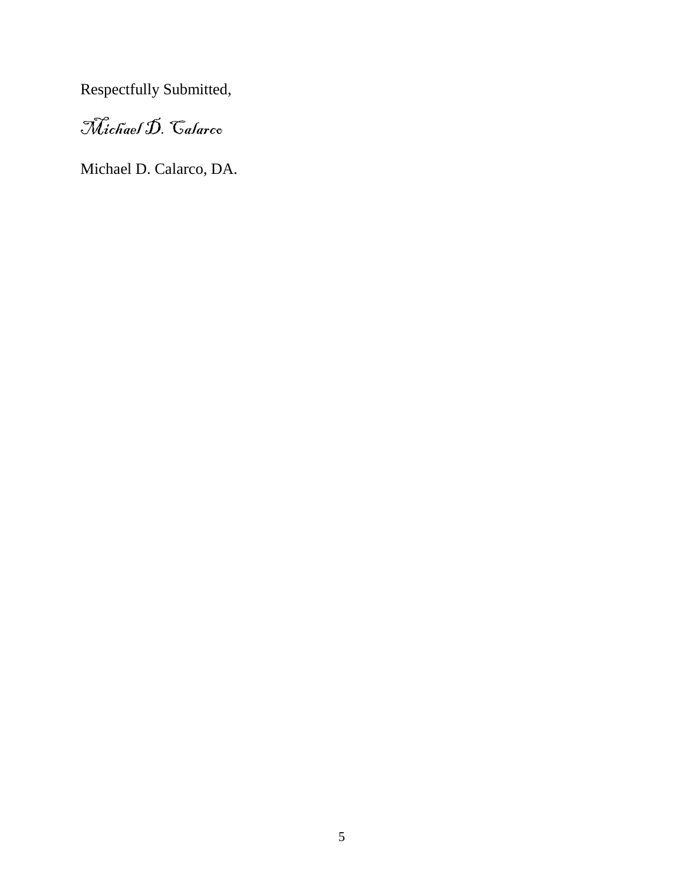Respectfully Submitted,

*Michael D. Calarco*

Michael D. Calarco, DA.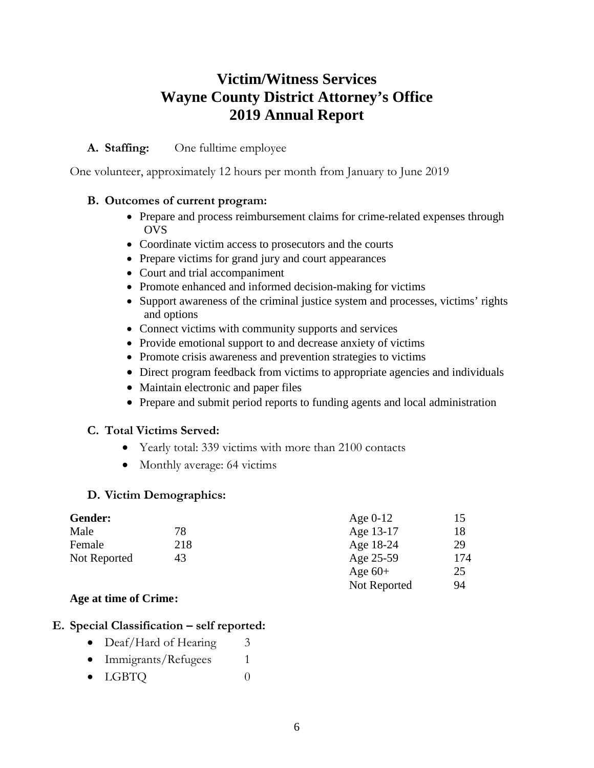# Victim/Witness Services
# Wayne County District Attorney's Office
# 2019 Annual Report

**A. Staffing:** One fulltime employee

One volunteer, approximately 12 hours per month from January to June 2019

**B. Outcomes of current program:**

- Prepare and process reimbursement claims for crime-related expenses through OVS
- Coordinate victim access to prosecutors and the courts
- Prepare victims for grand jury and court appearances
- Court and trial accompaniment
- Promote enhanced and informed decision-making for victims
- Support awareness of the criminal justice system and processes, victims' rights and options
- Connect victims with community supports and services
- Provide emotional support to and decrease anxiety of victims
- Promote crisis awareness and prevention strategies to victims
- Direct program feedback from victims to appropriate agencies and individuals
- Maintain electronic and paper files
- Prepare and submit period reports to funding agents and local administration

**C. Total Victims Served:**

- Yearly total: 339 victims with more than 2100 contacts
- Monthly average: 64 victims

**D. Victim Demographics:**

| **Gender:** | |
|---|---|
| Male | 78 |
| Female | 218 |
| Not Reported | 43 |

**Age at time of Crime:**

| Age | Count |
|---|---|
| Age 0-12 | 15 |
| Age 13-17 | 18 |
| Age 18-24 | 29 |
| Age 25-59 | 174 |
| Age 60+ | 25 |
| Not Reported | 94 |

**E. Special Classification – self reported:**

- Deaf/Hard of Hearing 3
- Immigrants/Refugees 1
- LGBTQ 0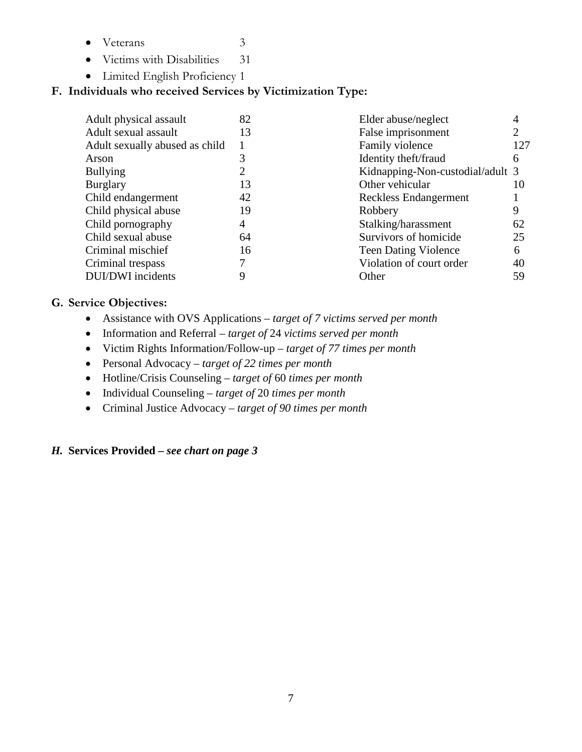- Veterans 3
- Victims with Disabilities 31
- Limited English Proficiency 1

## F. Individuals who received Services by Victimization Type:

| | | | |
|---|---|---|---|
| Adult physical assault | 82 | Elder abuse/neglect | 4 |
| Adult sexual assault | 13 | False imprisonment | 2 |
| Adult sexually abused as child | 1 | Family violence | 127 |
| Arson | 3 | Identity theft/fraud | 6 |
| Bullying | 2 | Kidnapping-Non-custodial/adult | 3 |
| Burglary | 13 | Other vehicular | 10 |
| Child endangerment | 42 | Reckless Endangerment | 1 |
| Child physical abuse | 19 | Robbery | 9 |
| Child pornography | 4 | Stalking/harassment | 62 |
| Child sexual abuse | 64 | Survivors of homicide | 25 |
| Criminal mischief | 16 | Teen Dating Violence | 6 |
| Criminal trespass | 7 | Violation of court order | 40 |
| DUI/DWI incidents | 9 | Other | 59 |

## G. Service Objectives:

- Assistance with OVS Applications – *target of 7 victims served per month*
- Information and Referral – *target of* 24 *victims served per month*
- Victim Rights Information/Follow-up – *target of 77 times per month*
- Personal Advocacy – *target of 22 times per month*
- Hotline/Crisis Counseling – *target of* 60 *times per month*
- Individual Counseling – *target of* 20 *times per month*
- Criminal Justice Advocacy – *target of 90 times per month*

## *H.* Services Provided – *see chart on page 3*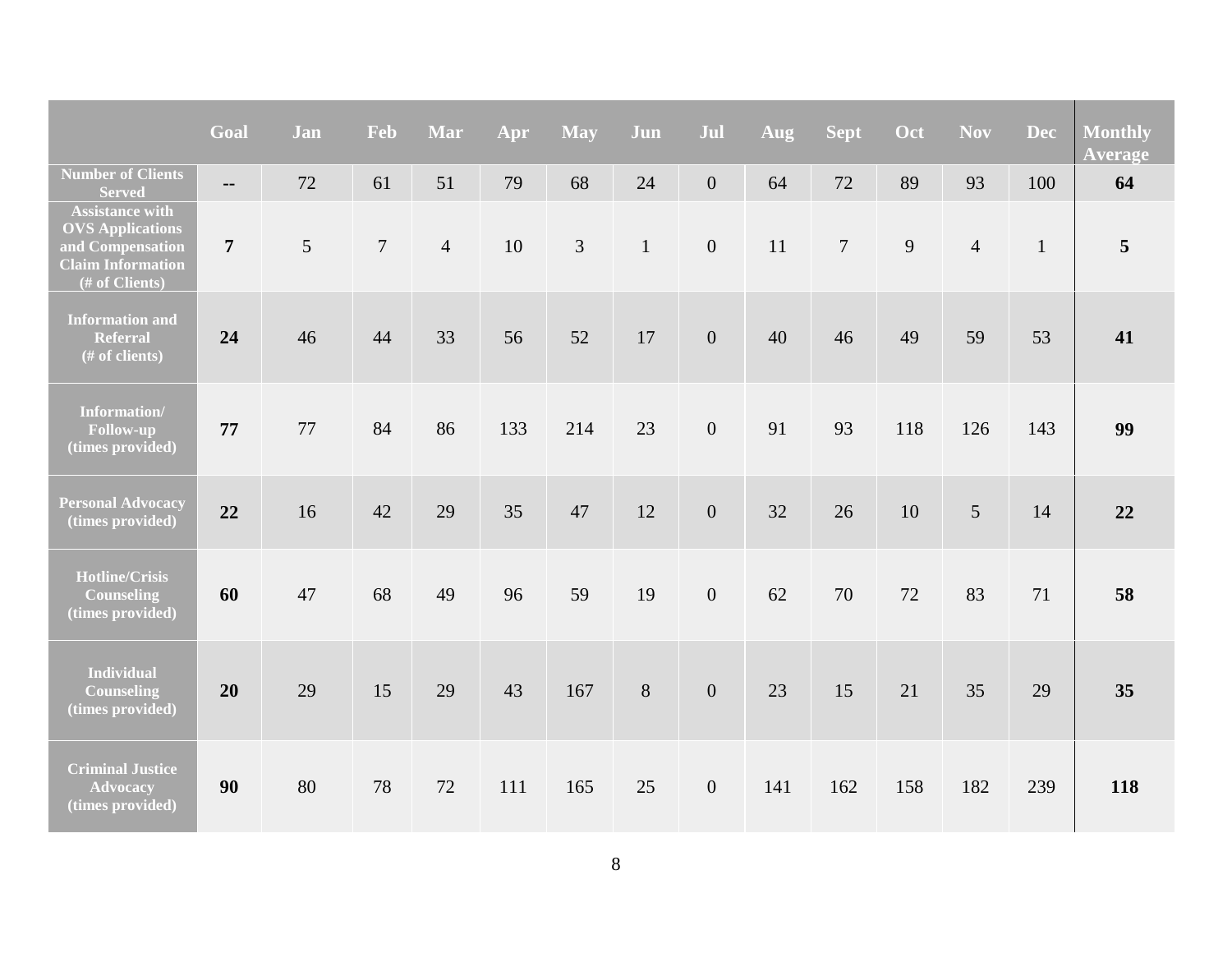| | Goal | Jan | Feb | Mar | Apr | May | Jun | Jul | Aug | Sept | Oct | Nov | Dec | Monthly Average |
|---|---|---|---|---|---|---|---|---|---|---|---|---|---|---|
| **Number of Clients Served** | **--** | 72 | 61 | 51 | 79 | 68 | 24 | 0 | 64 | 72 | 89 | 93 | 100 | **64** |
| **Assistance with OVS Applications and Compensation Claim Information (# of Clients)** | **7** | 5 | 7 | 4 | 10 | 3 | 1 | 0 | 11 | 7 | 9 | 4 | 1 | **5** |
| **Information and Referral (# of clients)** | **24** | 46 | 44 | 33 | 56 | 52 | 17 | 0 | 40 | 46 | 49 | 59 | 53 | **41** |
| **Information/ Follow-up (times provided)** | **77** | 77 | 84 | 86 | 133 | 214 | 23 | 0 | 91 | 93 | 118 | 126 | 143 | **99** |
| **Personal Advocacy (times provided)** | **22** | 16 | 42 | 29 | 35 | 47 | 12 | 0 | 32 | 26 | 10 | 5 | 14 | **22** |
| **Hotline/Crisis Counseling (times provided)** | **60** | 47 | 68 | 49 | 96 | 59 | 19 | 0 | 62 | 70 | 72 | 83 | 71 | **58** |
| **Individual Counseling (times provided)** | **20** | 29 | 15 | 29 | 43 | 167 | 8 | 0 | 23 | 15 | 21 | 35 | 29 | **35** |
| **Criminal Justice Advocacy (times provided)** | **90** | 80 | 78 | 72 | 111 | 165 | 25 | 0 | 141 | 162 | 158 | 182 | 239 | **118** |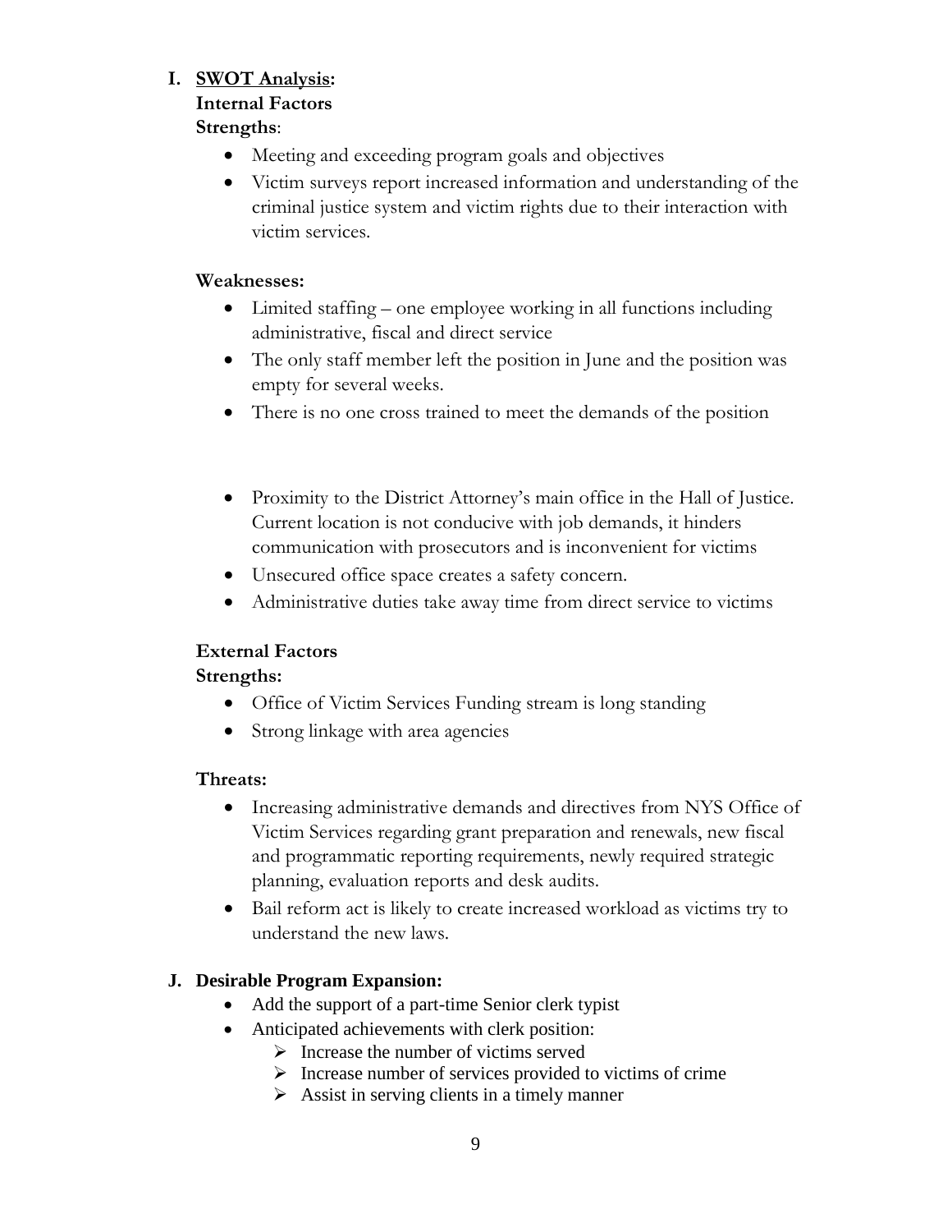## I. SWOT Analysis:

### Internal Factors

**Strengths**:

- Meeting and exceeding program goals and objectives
- Victim surveys report increased information and understanding of the criminal justice system and victim rights due to their interaction with victim services.

**Weaknesses:**

- Limited staffing – one employee working in all functions including administrative, fiscal and direct service
- The only staff member left the position in June and the position was empty for several weeks.
- There is no one cross trained to meet the demands of the position

- Proximity to the District Attorney's main office in the Hall of Justice. Current location is not conducive with job demands, it hinders communication with prosecutors and is inconvenient for victims
- Unsecured office space creates a safety concern.
- Administrative duties take away time from direct service to victims

### External Factors

**Strengths:**

- Office of Victim Services Funding stream is long standing
- Strong linkage with area agencies

**Threats:**

- Increasing administrative demands and directives from NYS Office of Victim Services regarding grant preparation and renewals, new fiscal and programmatic reporting requirements, newly required strategic planning, evaluation reports and desk audits.
- Bail reform act is likely to create increased workload as victims try to understand the new laws.

## J. Desirable Program Expansion:

- Add the support of a part-time Senior clerk typist
- Anticipated achievements with clerk position:
  - Increase the number of victims served
  - Increase number of services provided to victims of crime
  - Assist in serving clients in a timely manner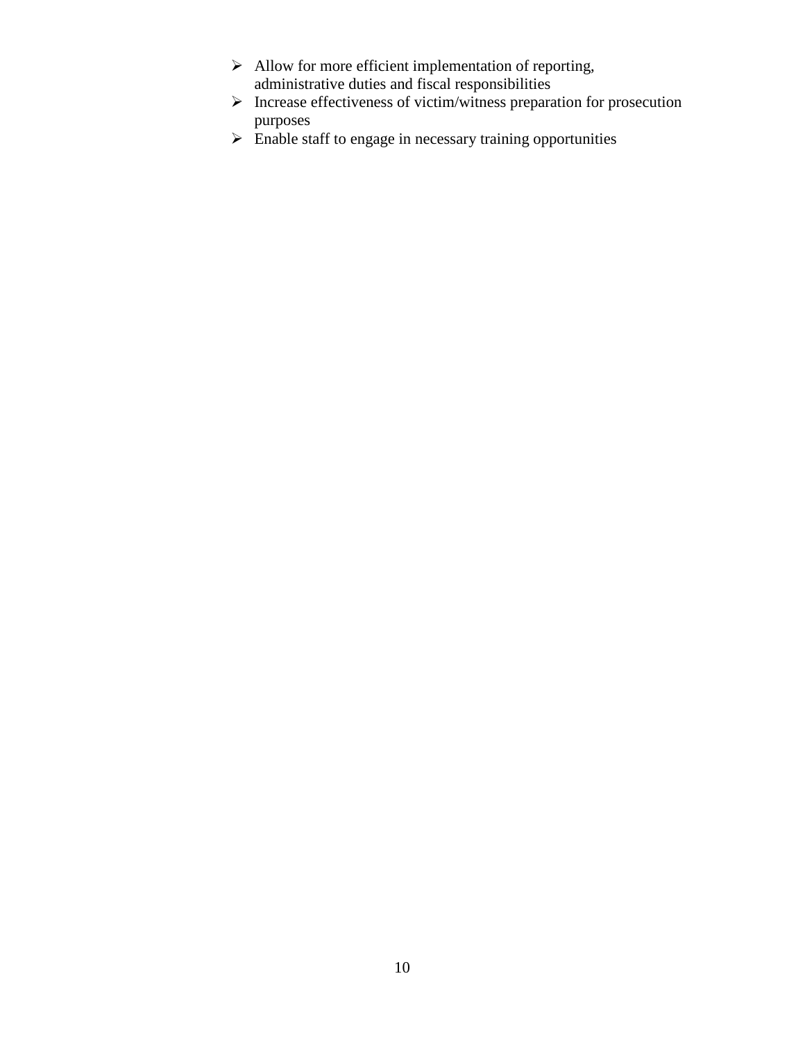- Allow for more efficient implementation of reporting, administrative duties and fiscal responsibilities
- Increase effectiveness of victim/witness preparation for prosecution purposes
- Enable staff to engage in necessary training opportunities